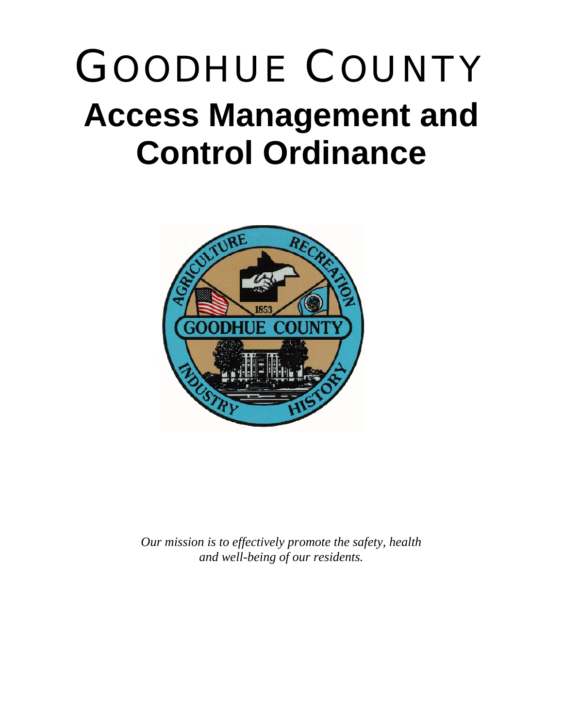# GOODHUE COUNTY

# Access Management and Control Ordinance

*Our mission is to effectively promote the safety, health and well-being of our residents.*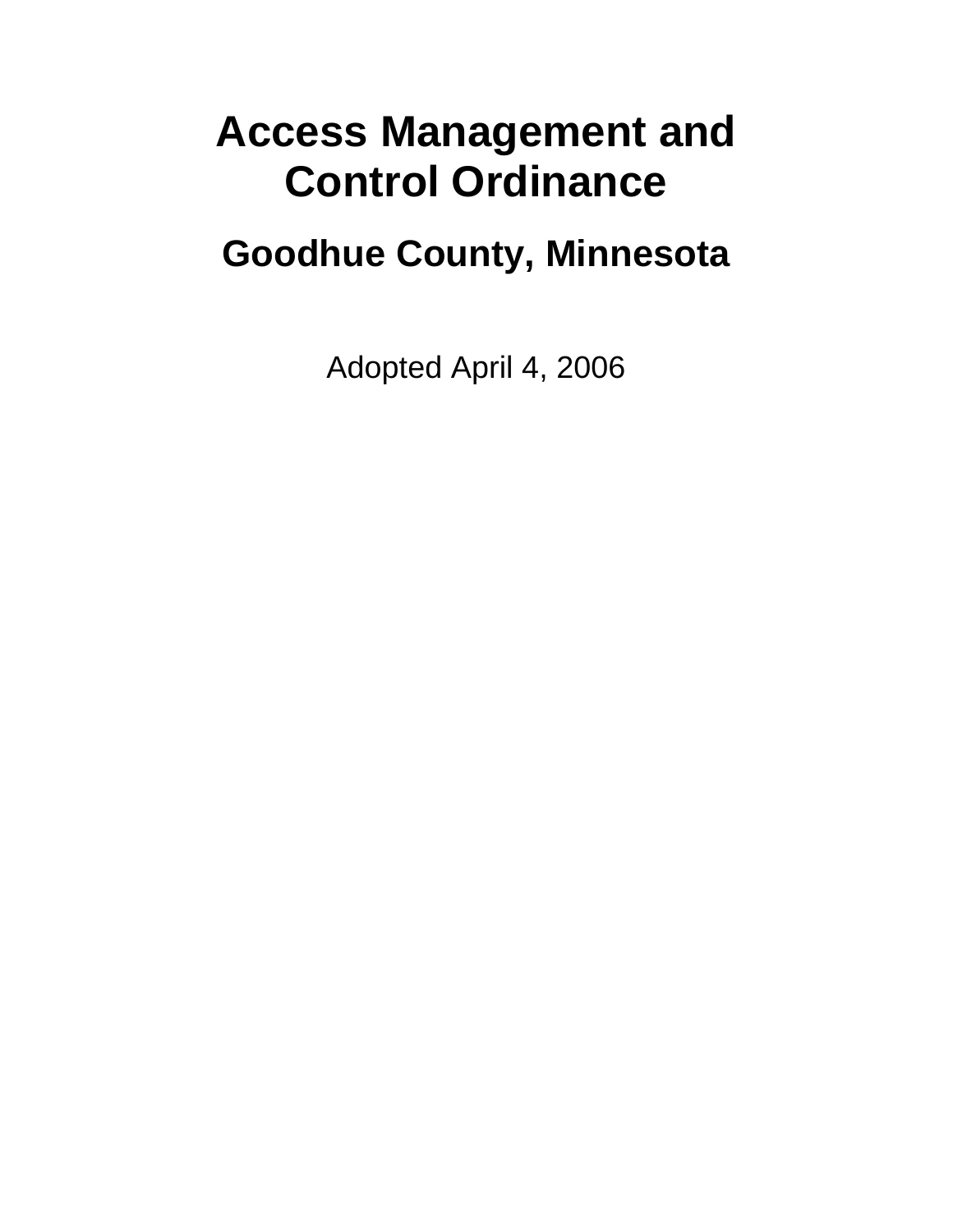# Access Management and Control Ordinance

## Goodhue County, Minnesota

Adopted April 4, 2006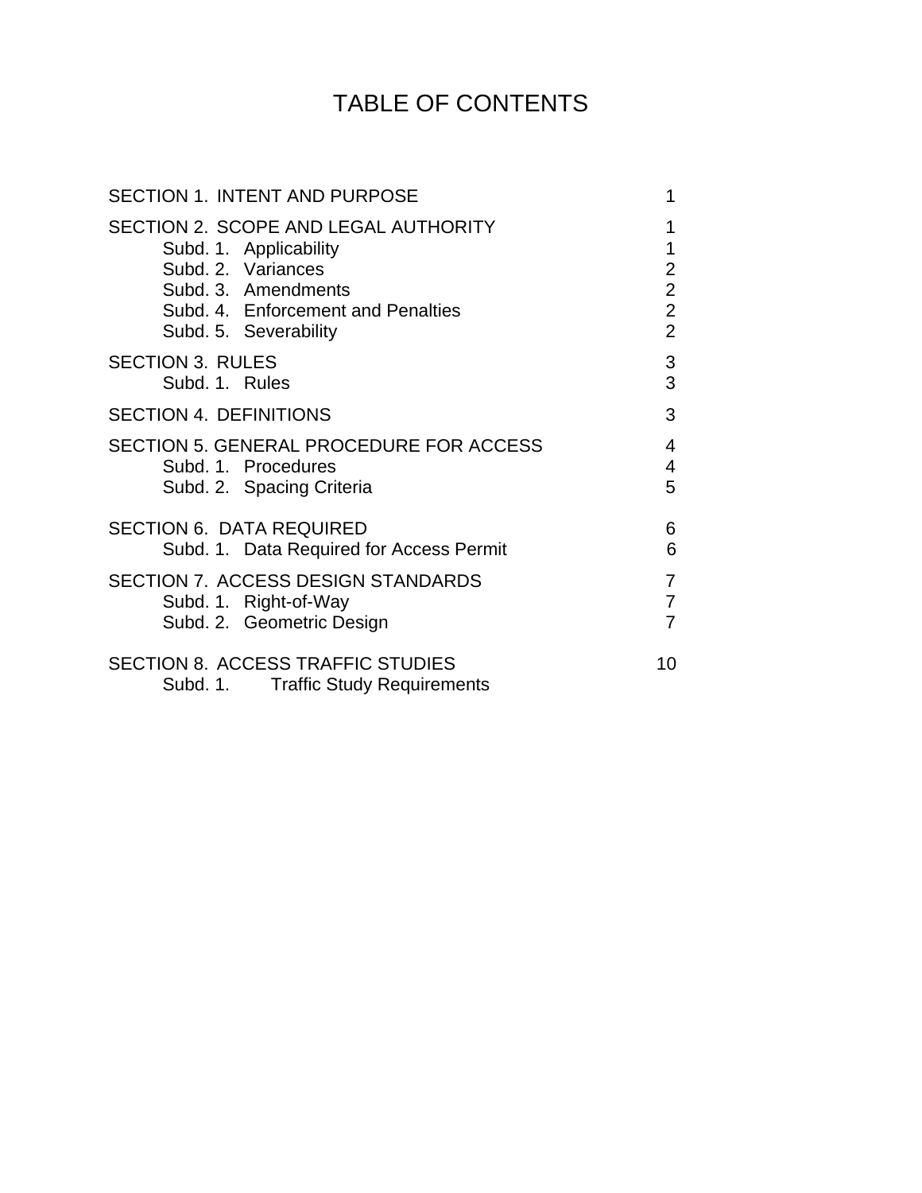# TABLE OF CONTENTS

| | |
|---|---|
| SECTION 1. INTENT AND PURPOSE | 1 |
| SECTION 2. SCOPE AND LEGAL AUTHORITY | 1 |
| Subd. 1. Applicability | 1 |
| Subd. 2. Variances | 2 |
| Subd. 3. Amendments | 2 |
| Subd. 4. Enforcement and Penalties | 2 |
| Subd. 5. Severability | 2 |
| SECTION 3. RULES | 3 |
| Subd. 1. Rules | 3 |
| SECTION 4. DEFINITIONS | 3 |
| SECTION 5. GENERAL PROCEDURE FOR ACCESS | 4 |
| Subd. 1. Procedures | 4 |
| Subd. 2. Spacing Criteria | 5 |
| SECTION 6. DATA REQUIRED | 6 |
| Subd. 1. Data Required for Access Permit | 6 |
| SECTION 7. ACCESS DESIGN STANDARDS | 7 |
| Subd. 1. Right-of-Way | 7 |
| Subd. 2. Geometric Design | 7 |
| SECTION 8. ACCESS TRAFFIC STUDIES | 10 |
| Subd. 1. Traffic Study Requirements | |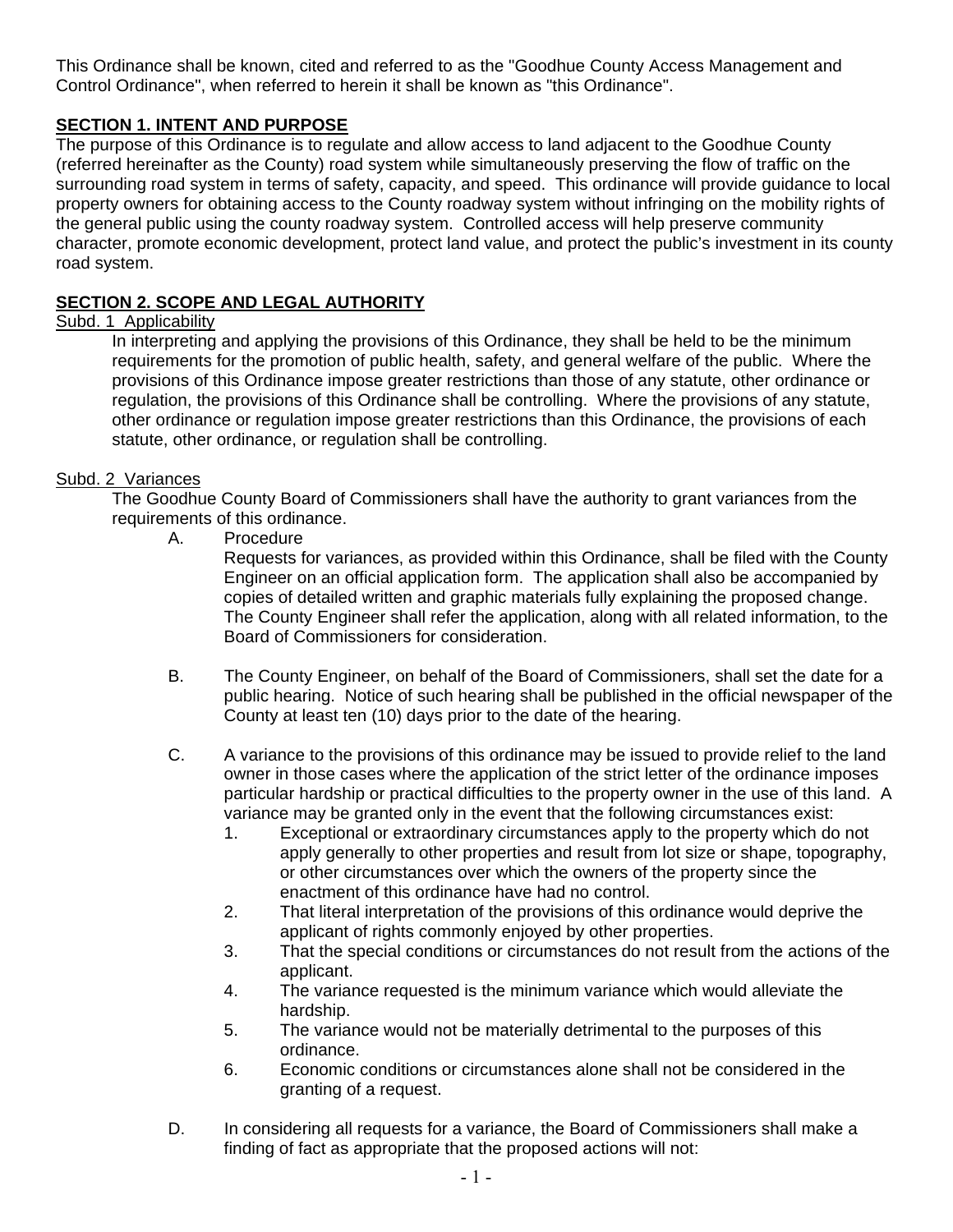This Ordinance shall be known, cited and referred to as the "Goodhue County Access Management and Control Ordinance", when referred to herein it shall be known as "this Ordinance".

## SECTION 1. INTENT AND PURPOSE

The purpose of this Ordinance is to regulate and allow access to land adjacent to the Goodhue County (referred hereinafter as the County) road system while simultaneously preserving the flow of traffic on the surrounding road system in terms of safety, capacity, and speed. This ordinance will provide guidance to local property owners for obtaining access to the County roadway system without infringing on the mobility rights of the general public using the county roadway system. Controlled access will help preserve community character, promote economic development, protect land value, and protect the public's investment in its county road system.

## SECTION 2. SCOPE AND LEGAL AUTHORITY

### Subd. 1 Applicability

In interpreting and applying the provisions of this Ordinance, they shall be held to be the minimum requirements for the promotion of public health, safety, and general welfare of the public. Where the provisions of this Ordinance impose greater restrictions than those of any statute, other ordinance or regulation, the provisions of this Ordinance shall be controlling. Where the provisions of any statute, other ordinance or regulation impose greater restrictions than this Ordinance, the provisions of each statute, other ordinance, or regulation shall be controlling.

### Subd. 2 Variances

The Goodhue County Board of Commissioners shall have the authority to grant variances from the requirements of this ordinance.

A. Procedure

Requests for variances, as provided within this Ordinance, shall be filed with the County Engineer on an official application form. The application shall also be accompanied by copies of detailed written and graphic materials fully explaining the proposed change. The County Engineer shall refer the application, along with all related information, to the Board of Commissioners for consideration.

B. The County Engineer, on behalf of the Board of Commissioners, shall set the date for a public hearing. Notice of such hearing shall be published in the official newspaper of the County at least ten (10) days prior to the date of the hearing.

C. A variance to the provisions of this ordinance may be issued to provide relief to the land owner in those cases where the application of the strict letter of the ordinance imposes particular hardship or practical difficulties to the property owner in the use of this land. A variance may be granted only in the event that the following circumstances exist:

1. Exceptional or extraordinary circumstances apply to the property which do not apply generally to other properties and result from lot size or shape, topography, or other circumstances over which the owners of the property since the enactment of this ordinance have had no control.
2. That literal interpretation of the provisions of this ordinance would deprive the applicant of rights commonly enjoyed by other properties.
3. That the special conditions or circumstances do not result from the actions of the applicant.
4. The variance requested is the minimum variance which would alleviate the hardship.
5. The variance would not be materially detrimental to the purposes of this ordinance.
6. Economic conditions or circumstances alone shall not be considered in the granting of a request.

D. In considering all requests for a variance, the Board of Commissioners shall make a finding of fact as appropriate that the proposed actions will not: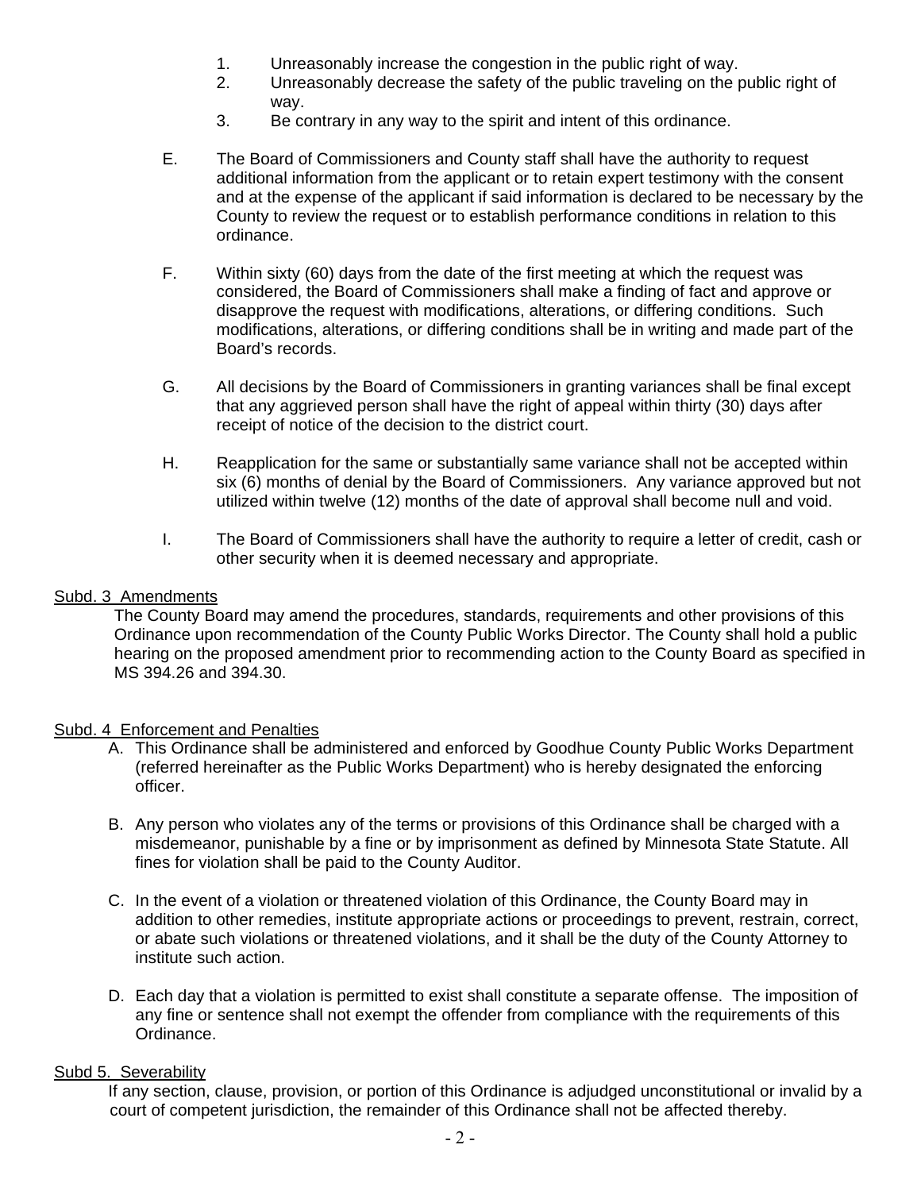1. Unreasonably increase the congestion in the public right of way.
2. Unreasonably decrease the safety of the public traveling on the public right of way.
3. Be contrary in any way to the spirit and intent of this ordinance.

E. The Board of Commissioners and County staff shall have the authority to request additional information from the applicant or to retain expert testimony with the consent and at the expense of the applicant if said information is declared to be necessary by the County to review the request or to establish performance conditions in relation to this ordinance.

F. Within sixty (60) days from the date of the first meeting at which the request was considered, the Board of Commissioners shall make a finding of fact and approve or disapprove the request with modifications, alterations, or differing conditions. Such modifications, alterations, or differing conditions shall be in writing and made part of the Board's records.

G. All decisions by the Board of Commissioners in granting variances shall be final except that any aggrieved person shall have the right of appeal within thirty (30) days after receipt of notice of the decision to the district court.

H. Reapplication for the same or substantially same variance shall not be accepted within six (6) months of denial by the Board of Commissioners. Any variance approved but not utilized within twelve (12) months of the date of approval shall become null and void.

I. The Board of Commissioners shall have the authority to require a letter of credit, cash or other security when it is deemed necessary and appropriate.

<u>Subd. 3 Amendments</u>

The County Board may amend the procedures, standards, requirements and other provisions of this Ordinance upon recommendation of the County Public Works Director. The County shall hold a public hearing on the proposed amendment prior to recommending action to the County Board as specified in MS 394.26 and 394.30.

<u>Subd. 4 Enforcement and Penalties</u>

A. This Ordinance shall be administered and enforced by Goodhue County Public Works Department (referred hereinafter as the Public Works Department) who is hereby designated the enforcing officer.

B. Any person who violates any of the terms or provisions of this Ordinance shall be charged with a misdemeanor, punishable by a fine or by imprisonment as defined by Minnesota State Statute. All fines for violation shall be paid to the County Auditor.

C. In the event of a violation or threatened violation of this Ordinance, the County Board may in addition to other remedies, institute appropriate actions or proceedings to prevent, restrain, correct, or abate such violations or threatened violations, and it shall be the duty of the County Attorney to institute such action.

D. Each day that a violation is permitted to exist shall constitute a separate offense. The imposition of any fine or sentence shall not exempt the offender from compliance with the requirements of this Ordinance.

<u>Subd 5. Severability</u>

If any section, clause, provision, or portion of this Ordinance is adjudged unconstitutional or invalid by a court of competent jurisdiction, the remainder of this Ordinance shall not be affected thereby.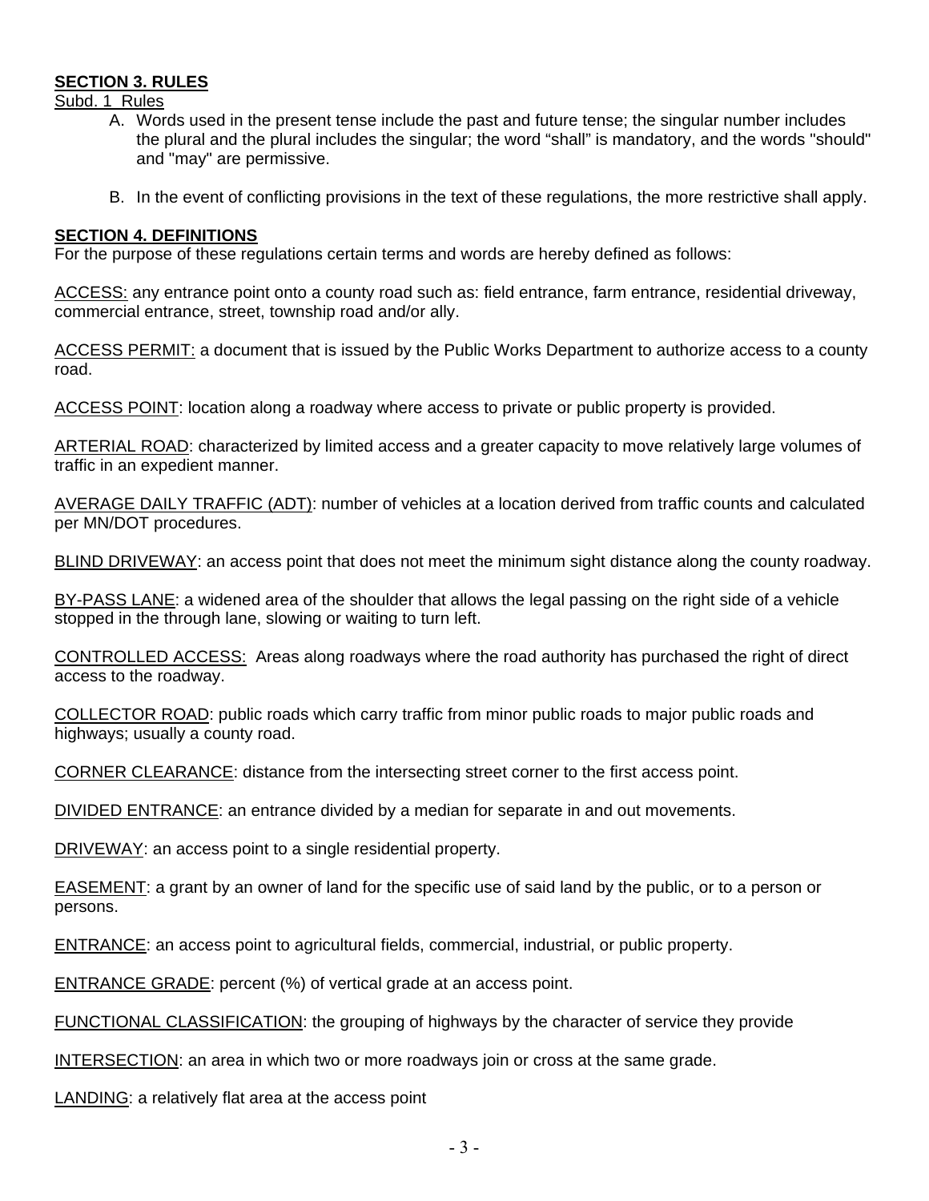**SECTION 3. RULES**

Subd. 1 Rules

A. Words used in the present tense include the past and future tense; the singular number includes the plural and the plural includes the singular; the word “shall” is mandatory, and the words "should" and "may" are permissive.

B. In the event of conflicting provisions in the text of these regulations, the more restrictive shall apply.

**SECTION 4. DEFINITIONS**

For the purpose of these regulations certain terms and words are hereby defined as follows:

ACCESS: any entrance point onto a county road such as: field entrance, farm entrance, residential driveway, commercial entrance, street, township road and/or ally.

ACCESS PERMIT: a document that is issued by the Public Works Department to authorize access to a county road.

ACCESS POINT: location along a roadway where access to private or public property is provided.

ARTERIAL ROAD: characterized by limited access and a greater capacity to move relatively large volumes of traffic in an expedient manner.

AVERAGE DAILY TRAFFIC (ADT): number of vehicles at a location derived from traffic counts and calculated per MN/DOT procedures.

BLIND DRIVEWAY: an access point that does not meet the minimum sight distance along the county roadway.

BY-PASS LANE: a widened area of the shoulder that allows the legal passing on the right side of a vehicle stopped in the through lane, slowing or waiting to turn left.

CONTROLLED ACCESS: Areas along roadways where the road authority has purchased the right of direct access to the roadway.

COLLECTOR ROAD: public roads which carry traffic from minor public roads to major public roads and highways; usually a county road.

CORNER CLEARANCE: distance from the intersecting street corner to the first access point.

DIVIDED ENTRANCE: an entrance divided by a median for separate in and out movements.

DRIVEWAY: an access point to a single residential property.

EASEMENT: a grant by an owner of land for the specific use of said land by the public, or to a person or persons.

ENTRANCE: an access point to agricultural fields, commercial, industrial, or public property.

ENTRANCE GRADE: percent (%) of vertical grade at an access point.

FUNCTIONAL CLASSIFICATION: the grouping of highways by the character of service they provide

INTERSECTION: an area in which two or more roadways join or cross at the same grade.

LANDING: a relatively flat area at the access point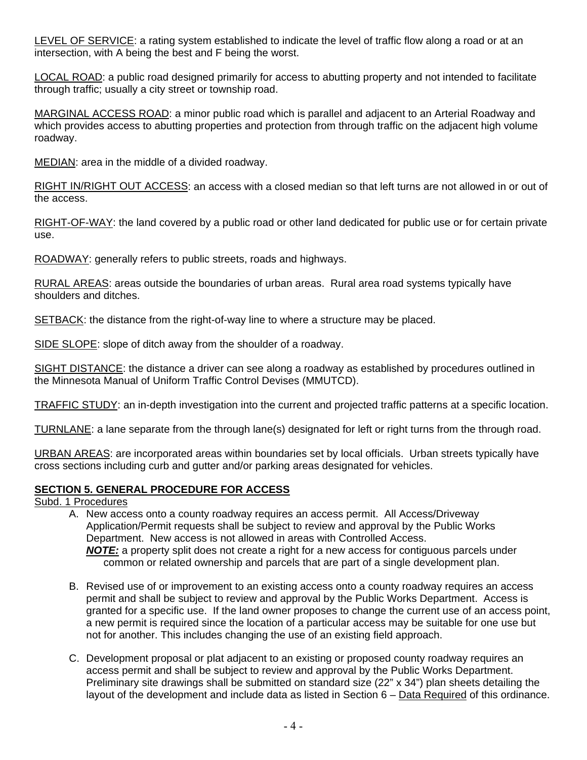<u>LEVEL OF SERVICE</u>: a rating system established to indicate the level of traffic flow along a road or at an intersection, with A being the best and F being the worst.

<u>LOCAL ROAD</u>: a public road designed primarily for access to abutting property and not intended to facilitate through traffic; usually a city street or township road.

<u>MARGINAL ACCESS ROAD</u>: a minor public road which is parallel and adjacent to an Arterial Roadway and which provides access to abutting properties and protection from through traffic on the adjacent high volume roadway.

<u>MEDIAN</u>: area in the middle of a divided roadway.

<u>RIGHT IN/RIGHT OUT ACCESS</u>: an access with a closed median so that left turns are not allowed in or out of the access.

<u>RIGHT-OF-WAY</u>: the land covered by a public road or other land dedicated for public use or for certain private use.

<u>ROADWAY</u>: generally refers to public streets, roads and highways.

<u>RURAL AREAS</u>: areas outside the boundaries of urban areas. Rural area road systems typically have shoulders and ditches.

<u>SETBACK</u>: the distance from the right-of-way line to where a structure may be placed.

<u>SIDE SLOPE</u>: slope of ditch away from the shoulder of a roadway.

<u>SIGHT DISTANCE</u>: the distance a driver can see along a roadway as established by procedures outlined in the Minnesota Manual of Uniform Traffic Control Devises (MMUTCD).

<u>TRAFFIC STUDY</u>: an in-depth investigation into the current and projected traffic patterns at a specific location.

<u>TURNLANE</u>: a lane separate from the through lane(s) designated for left or right turns from the through road.

<u>URBAN AREAS</u>: are incorporated areas within boundaries set by local officials. Urban streets typically have cross sections including curb and gutter and/or parking areas designated for vehicles.

## **SECTION 5. GENERAL PROCEDURE FOR ACCESS**

<u>Subd. 1 Procedures</u>

A. New access onto a county roadway requires an access permit. All Access/Driveway Application/Permit requests shall be subject to review and approval by the Public Works Department. New access is not allowed in areas with Controlled Access.
   ***NOTE:*** a property split does not create a right for a new access for contiguous parcels under common or related ownership and parcels that are part of a single development plan.

B. Revised use of or improvement to an existing access onto a county roadway requires an access permit and shall be subject to review and approval by the Public Works Department. Access is granted for a specific use. If the land owner proposes to change the current use of an access point, a new permit is required since the location of a particular access may be suitable for one use but not for another. This includes changing the use of an existing field approach.

C. Development proposal or plat adjacent to an existing or proposed county roadway requires an access permit and shall be subject to review and approval by the Public Works Department. Preliminary site drawings shall be submitted on standard size (22" x 34") plan sheets detailing the layout of the development and include data as listed in Section 6 – <u>Data Required</u> of this ordinance.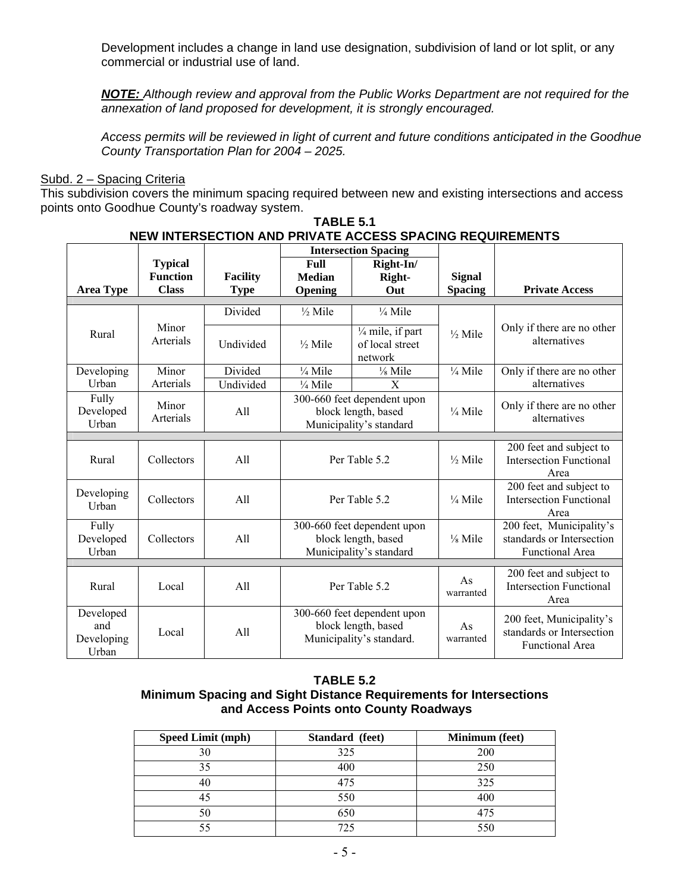Development includes a change in land use designation, subdivision of land or lot split, or any commercial or industrial use of land.

***NOTE:*** *Although review and approval from the Public Works Department are not required for the annexation of land proposed for development, it is strongly encouraged.*

*Access permits will be reviewed in light of current and future conditions anticipated in the Goodhue County Transportation Plan for 2004 – 2025.*

Subd. 2 – Spacing Criteria

This subdivision covers the minimum spacing required between new and existing intersections and access points onto Goodhue County's roadway system.

**TABLE 5.1**
**NEW INTERSECTION AND PRIVATE ACCESS SPACING REQUIREMENTS**

| Area Type | Typical Function Class | Facility Type | Intersection Spacing | | Signal Spacing | Private Access |
|---|---|---|---|---|---|---|
| | | | Full Median Opening | Right-In/ Right-Out | | |
| Rural | Minor Arterials | Divided | ½ Mile | ¼ Mile | ½ Mile | Only if there are no other alternatives |
| | | Undivided | ½ Mile | ¼ mile, if part of local street network | | |
| Developing Urban | Minor Arterials | Divided | ¼ Mile | ⅛ Mile | ¼ Mile | Only if there are no other alternatives |
| | | Undivided | ¼ Mile | X | | |
| Fully Developed Urban | Minor Arterials | All | 300-660 feet dependent upon block length, based Municipality's standard | | ¼ Mile | Only if there are no other alternatives |
| Rural | Collectors | All | Per Table 5.2 | | ½ Mile | 200 feet and subject to Intersection Functional Area |
| Developing Urban | Collectors | All | Per Table 5.2 | | ¼ Mile | 200 feet and subject to Intersection Functional Area |
| Fully Developed Urban | Collectors | All | 300-660 feet dependent upon block length, based Municipality's standard | | ⅛ Mile | 200 feet, Municipality's standards or Intersection Functional Area |
| Rural | Local | All | Per Table 5.2 | | As warranted | 200 feet and subject to Intersection Functional Area |
| Developed and Developing Urban | Local | All | 300-660 feet dependent upon block length, based Municipality's standard. | | As warranted | 200 feet, Municipality's standards or Intersection Functional Area |

**TABLE 5.2**
**Minimum Spacing and Sight Distance Requirements for Intersections and Access Points onto County Roadways**

| Speed Limit (mph) | Standard (feet) | Minimum (feet) |
|---|---|---|
| 30 | 325 | 200 |
| 35 | 400 | 250 |
| 40 | 475 | 325 |
| 45 | 550 | 400 |
| 50 | 650 | 475 |
| 55 | 725 | 550 |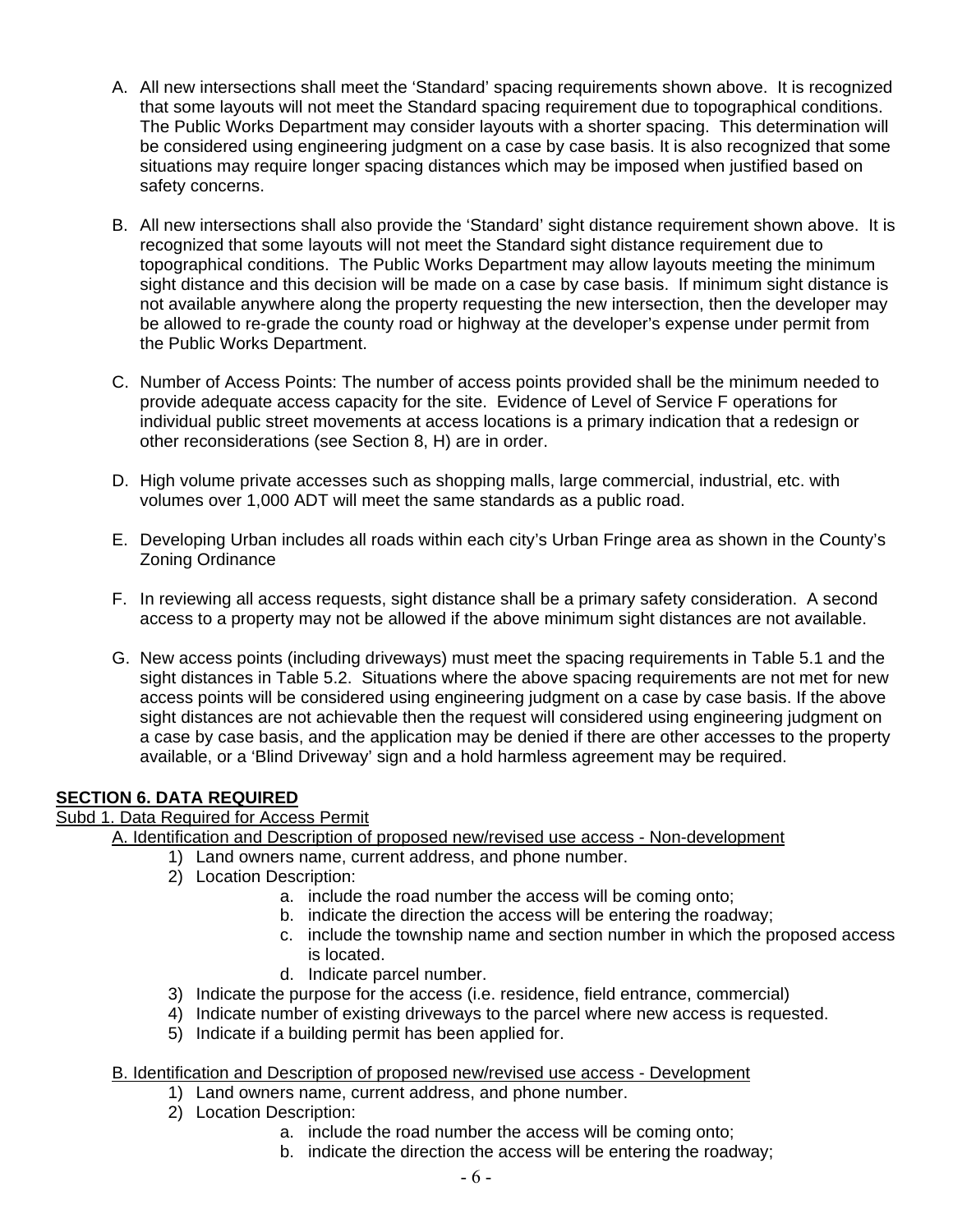A. All new intersections shall meet the 'Standard' spacing requirements shown above. It is recognized that some layouts will not meet the Standard spacing requirement due to topographical conditions. The Public Works Department may consider layouts with a shorter spacing. This determination will be considered using engineering judgment on a case by case basis. It is also recognized that some situations may require longer spacing distances which may be imposed when justified based on safety concerns.

B. All new intersections shall also provide the 'Standard' sight distance requirement shown above. It is recognized that some layouts will not meet the Standard sight distance requirement due to topographical conditions. The Public Works Department may allow layouts meeting the minimum sight distance and this decision will be made on a case by case basis. If minimum sight distance is not available anywhere along the property requesting the new intersection, then the developer may be allowed to re-grade the county road or highway at the developer's expense under permit from the Public Works Department.

C. Number of Access Points: The number of access points provided shall be the minimum needed to provide adequate access capacity for the site. Evidence of Level of Service F operations for individual public street movements at access locations is a primary indication that a redesign or other reconsiderations (see Section 8, H) are in order.

D. High volume private accesses such as shopping malls, large commercial, industrial, etc. with volumes over 1,000 ADT will meet the same standards as a public road.

E. Developing Urban includes all roads within each city's Urban Fringe area as shown in the County's Zoning Ordinance

F. In reviewing all access requests, sight distance shall be a primary safety consideration. A second access to a property may not be allowed if the above minimum sight distances are not available.

G. New access points (including driveways) must meet the spacing requirements in Table 5.1 and the sight distances in Table 5.2. Situations where the above spacing requirements are not met for new access points will be considered using engineering judgment on a case by case basis. If the above sight distances are not achievable then the request will considered using engineering judgment on a case by case basis, and the application may be denied if there are other accesses to the property available, or a 'Blind Driveway' sign and a hold harmless agreement may be required.

## SECTION 6. DATA REQUIRED

Subd 1. Data Required for Access Permit

A. Identification and Description of proposed new/revised use access - Non-development

1) Land owners name, current address, and phone number.
2) Location Description:
   a. include the road number the access will be coming onto;
   b. indicate the direction the access will be entering the roadway;
   c. include the township name and section number in which the proposed access is located.
   d. Indicate parcel number.
3) Indicate the purpose for the access (i.e. residence, field entrance, commercial)
4) Indicate number of existing driveways to the parcel where new access is requested.
5) Indicate if a building permit has been applied for.

B. Identification and Description of proposed new/revised use access - Development

1) Land owners name, current address, and phone number.
2) Location Description:
   a. include the road number the access will be coming onto;
   b. indicate the direction the access will be entering the roadway;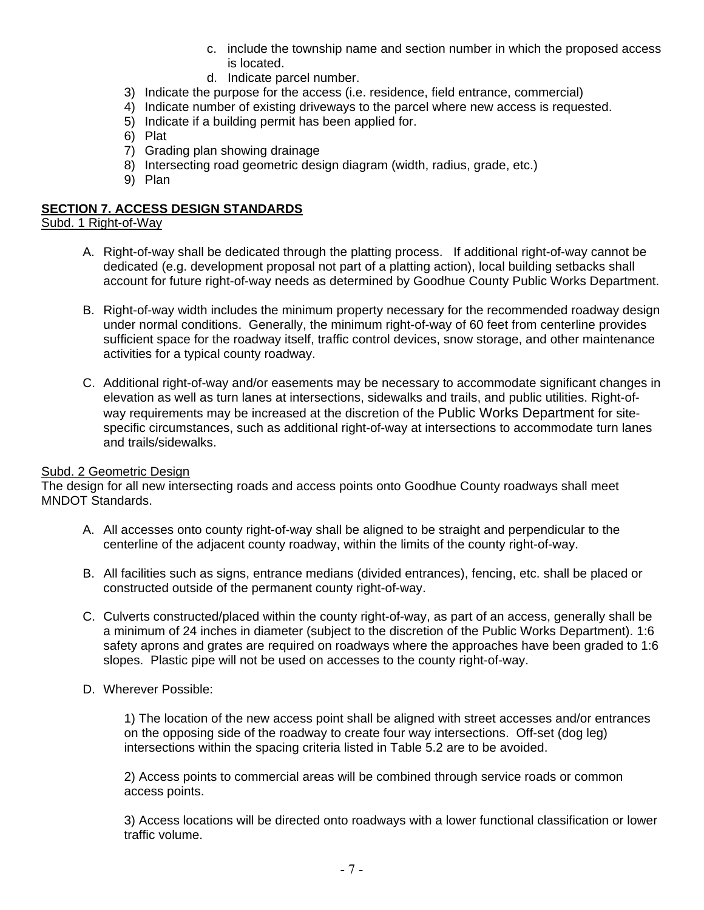c. include the township name and section number in which the proposed access is located.
   d. Indicate parcel number.
3) Indicate the purpose for the access (i.e. residence, field entrance, commercial)
4) Indicate number of existing driveways to the parcel where new access is requested.
5) Indicate if a building permit has been applied for.
6) Plat
7) Grading plan showing drainage
8) Intersecting road geometric design diagram (width, radius, grade, etc.)
9) Plan

## SECTION 7. ACCESS DESIGN STANDARDS

### Subd. 1 Right-of-Way

A. Right-of-way shall be dedicated through the platting process. If additional right-of-way cannot be dedicated (e.g. development proposal not part of a platting action), local building setbacks shall account for future right-of-way needs as determined by Goodhue County Public Works Department.

B. Right-of-way width includes the minimum property necessary for the recommended roadway design under normal conditions. Generally, the minimum right-of-way of 60 feet from centerline provides sufficient space for the roadway itself, traffic control devices, snow storage, and other maintenance activities for a typical county roadway.

C. Additional right-of-way and/or easements may be necessary to accommodate significant changes in elevation as well as turn lanes at intersections, sidewalks and trails, and public utilities. Right-of-way requirements may be increased at the discretion of the Public Works Department for site-specific circumstances, such as additional right-of-way at intersections to accommodate turn lanes and trails/sidewalks.

### Subd. 2 Geometric Design

The design for all new intersecting roads and access points onto Goodhue County roadways shall meet MNDOT Standards.

A. All accesses onto county right-of-way shall be aligned to be straight and perpendicular to the centerline of the adjacent county roadway, within the limits of the county right-of-way.

B. All facilities such as signs, entrance medians (divided entrances), fencing, etc. shall be placed or constructed outside of the permanent county right-of-way.

C. Culverts constructed/placed within the county right-of-way, as part of an access, generally shall be a minimum of 24 inches in diameter (subject to the discretion of the Public Works Department). 1:6 safety aprons and grates are required on roadways where the approaches have been graded to 1:6 slopes. Plastic pipe will not be used on accesses to the county right-of-way.

D. Wherever Possible:

   1) The location of the new access point shall be aligned with street accesses and/or entrances on the opposing side of the roadway to create four way intersections. Off-set (dog leg) intersections within the spacing criteria listed in Table 5.2 are to be avoided.

   2) Access points to commercial areas will be combined through service roads or common access points.

   3) Access locations will be directed onto roadways with a lower functional classification or lower traffic volume.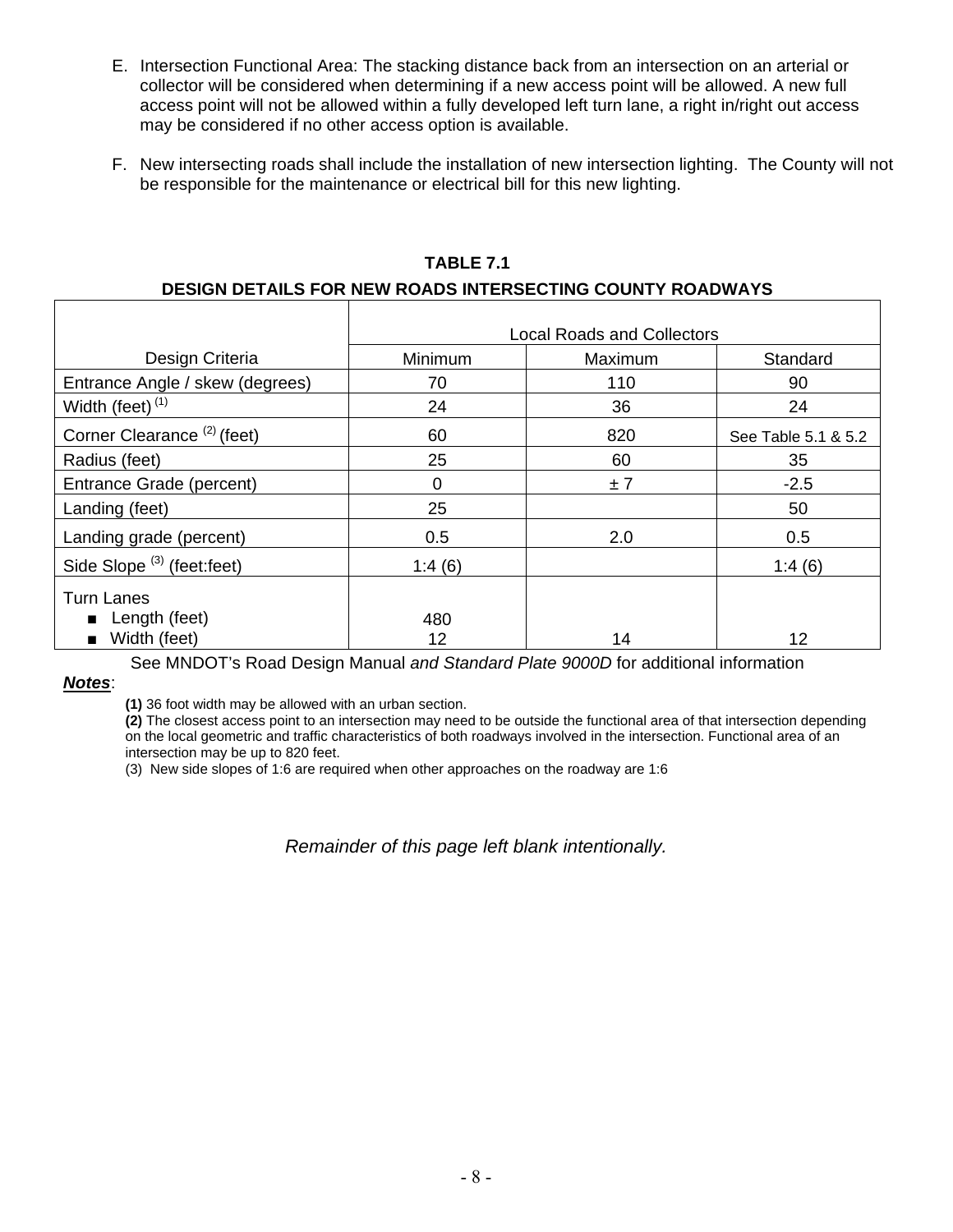E. Intersection Functional Area: The stacking distance back from an intersection on an arterial or collector will be considered when determining if a new access point will be allowed. A new full access point will not be allowed within a fully developed left turn lane, a right in/right out access may be considered if no other access option is available.

F. New intersecting roads shall include the installation of new intersection lighting. The County will not be responsible for the maintenance or electrical bill for this new lighting.

**TABLE 7.1**

**DESIGN DETAILS FOR NEW ROADS INTERSECTING COUNTY ROADWAYS**

| | Local Roads and Collectors | | |
|---|---|---|---|
| Design Criteria | Minimum | Maximum | Standard |
| Entrance Angle / skew (degrees) | 70 | 110 | 90 |
| Width (feet) (1) | 24 | 36 | 24 |
| Corner Clearance (2) (feet) | 60 | 820 | See Table 5.1 & 5.2 |
| Radius (feet) | 25 | 60 | 35 |
| Entrance Grade (percent) | 0 | ± 7 | -2.5 |
| Landing (feet) | 25 | | 50 |
| Landing grade (percent) | 0.5 | 2.0 | 0.5 |
| Side Slope (3) (feet:feet) | 1:4 (6) | | 1:4 (6) |
| Turn Lanes<br>■ Length (feet)<br>■ Width (feet) | <br>480<br>12 | <br><br>14 | <br><br>12 |

See MNDOT's Road Design Manual *and Standard Plate 9000D* for additional information

***Notes***:

**(1)** 36 foot width may be allowed with an urban section.

**(2)** The closest access point to an intersection may need to be outside the functional area of that intersection depending on the local geometric and traffic characteristics of both roadways involved in the intersection. Functional area of an intersection may be up to 820 feet.

(3) New side slopes of 1:6 are required when other approaches on the roadway are 1:6

*Remainder of this page left blank intentionally.*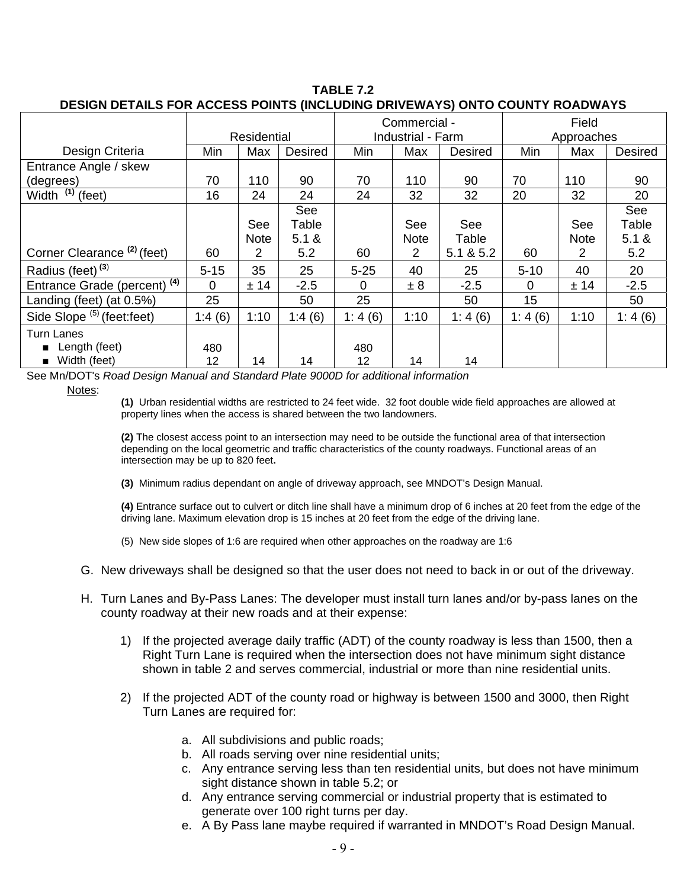**TABLE 7.2**
**DESIGN DETAILS FOR ACCESS POINTS (INCLUDING DRIVEWAYS) ONTO COUNTY ROADWAYS**

| | Residential | | | Commercial - Industrial - Farm | | | Field Approaches | | |
|---|---|---|---|---|---|---|---|---|---|
| Design Criteria | Min | Max | Desired | Min | Max | Desired | Min | Max | Desired |
| Entrance Angle / skew (degrees) | 70 | 110 | 90 | 70 | 110 | 90 | 70 | 110 | 90 |
| Width [(1)] (feet) | 16 | 24 | 24 | 24 | 32 | 32 | 20 | 32 | 20 |
| Corner Clearance [(2)] (feet) | 60 | See Note 2 | See Table 5.1 & 5.2 | 60 | See Note 2 | See Table 5.1 & 5.2 | 60 | See Note 2 | See Table 5.1 & 5.2 |
| Radius (feet) [(3)] | 5-15 | 35 | 25 | 5-25 | 40 | 25 | 5-10 | 40 | 20 |
| Entrance Grade (percent) [(4)] | 0 | ± 14 | -2.5 | 0 | ± 8 | -2.5 | 0 | ± 14 | -2.5 |
| Landing (feet) (at 0.5%) | 25 | | 50 | 25 | | 50 | 15 | | 50 |
| Side Slope [(5)] (feet:feet) | 1:4 (6) | 1:10 | 1:4 (6) | 1: 4 (6) | 1:10 | 1: 4 (6) | 1: 4 (6) | 1:10 | 1: 4 (6) |
| Turn Lanes ■ Length (feet) ■ Width (feet) | 480 12 | 14 | 14 | 480 12 | 14 | 14 | | | |

See Mn/DOT's *Road Design Manual and Standard Plate 9000D for additional information*

Notes:

**(1)** Urban residential widths are restricted to 24 feet wide. 32 foot double wide field approaches are allowed at property lines when the access is shared between the two landowners.

**(2)** The closest access point to an intersection may need to be outside the functional area of that intersection depending on the local geometric and traffic characteristics of the county roadways. Functional areas of an intersection may be up to 820 feet**.**

**(3)** Minimum radius dependant on angle of driveway approach, see MNDOT's Design Manual.

**(4)** Entrance surface out to culvert or ditch line shall have a minimum drop of 6 inches at 20 feet from the edge of the driving lane. Maximum elevation drop is 15 inches at 20 feet from the edge of the driving lane.

(5) New side slopes of 1:6 are required when other approaches on the roadway are 1:6

G. New driveways shall be designed so that the user does not need to back in or out of the driveway.

H. Turn Lanes and By-Pass Lanes: The developer must install turn lanes and/or by-pass lanes on the county roadway at their new roads and at their expense:

1) If the projected average daily traffic (ADT) of the county roadway is less than 1500, then a Right Turn Lane is required when the intersection does not have minimum sight distance shown in table 2 and serves commercial, industrial or more than nine residential units.

2) If the projected ADT of the county road or highway is between 1500 and 3000, then Right Turn Lanes are required for:

   a. All subdivisions and public roads;
   b. All roads serving over nine residential units;
   c. Any entrance serving less than ten residential units, but does not have minimum sight distance shown in table 5.2; or
   d. Any entrance serving commercial or industrial property that is estimated to generate over 100 right turns per day.
   e. A By Pass lane maybe required if warranted in MNDOT's Road Design Manual.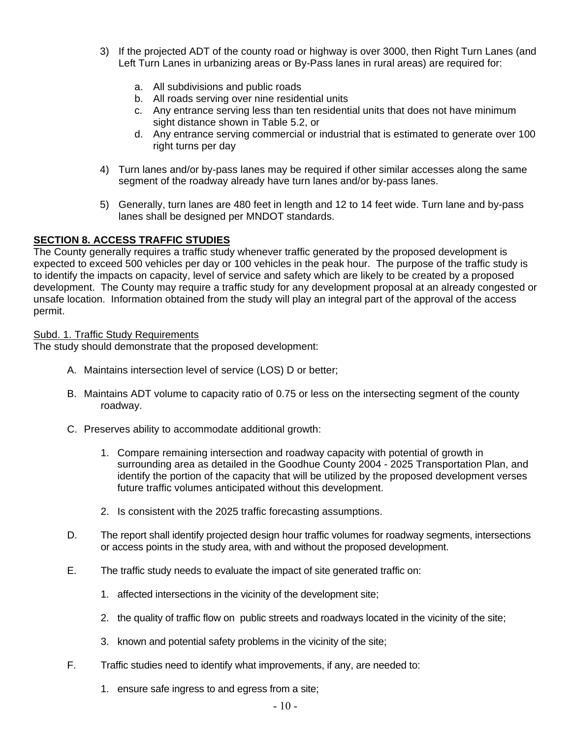3) If the projected ADT of the county road or highway is over 3000, then Right Turn Lanes (and Left Turn Lanes in urbanizing areas or By-Pass lanes in rural areas) are required for:

   a. All subdivisions and public roads
   b. All roads serving over nine residential units
   c. Any entrance serving less than ten residential units that does not have minimum sight distance shown in Table 5.2, or
   d. Any entrance serving commercial or industrial that is estimated to generate over 100 right turns per day

4) Turn lanes and/or by-pass lanes may be required if other similar accesses along the same segment of the roadway already have turn lanes and/or by-pass lanes.

5) Generally, turn lanes are 480 feet in length and 12 to 14 feet wide. Turn lane and by-pass lanes shall be designed per MNDOT standards.

**SECTION 8. ACCESS TRAFFIC STUDIES**

The County generally requires a traffic study whenever traffic generated by the proposed development is expected to exceed 500 vehicles per day or 100 vehicles in the peak hour. The purpose of the traffic study is to identify the impacts on capacity, level of service and safety which are likely to be created by a proposed development. The County may require a traffic study for any development proposal at an already congested or unsafe location. Information obtained from the study will play an integral part of the approval of the access permit.

Subd. 1. Traffic Study Requirements

The study should demonstrate that the proposed development:

A. Maintains intersection level of service (LOS) D or better;

B. Maintains ADT volume to capacity ratio of 0.75 or less on the intersecting segment of the county roadway.

C. Preserves ability to accommodate additional growth:

   1. Compare remaining intersection and roadway capacity with potential of growth in surrounding area as detailed in the Goodhue County 2004 - 2025 Transportation Plan, and identify the portion of the capacity that will be utilized by the proposed development verses future traffic volumes anticipated without this development.

   2. Is consistent with the 2025 traffic forecasting assumptions.

D. The report shall identify projected design hour traffic volumes for roadway segments, intersections or access points in the study area, with and without the proposed development.

E. The traffic study needs to evaluate the impact of site generated traffic on:

   1. affected intersections in the vicinity of the development site;

   2. the quality of traffic flow on public streets and roadways located in the vicinity of the site;

   3. known and potential safety problems in the vicinity of the site;

F. Traffic studies need to identify what improvements, if any, are needed to:

   1. ensure safe ingress to and egress from a site;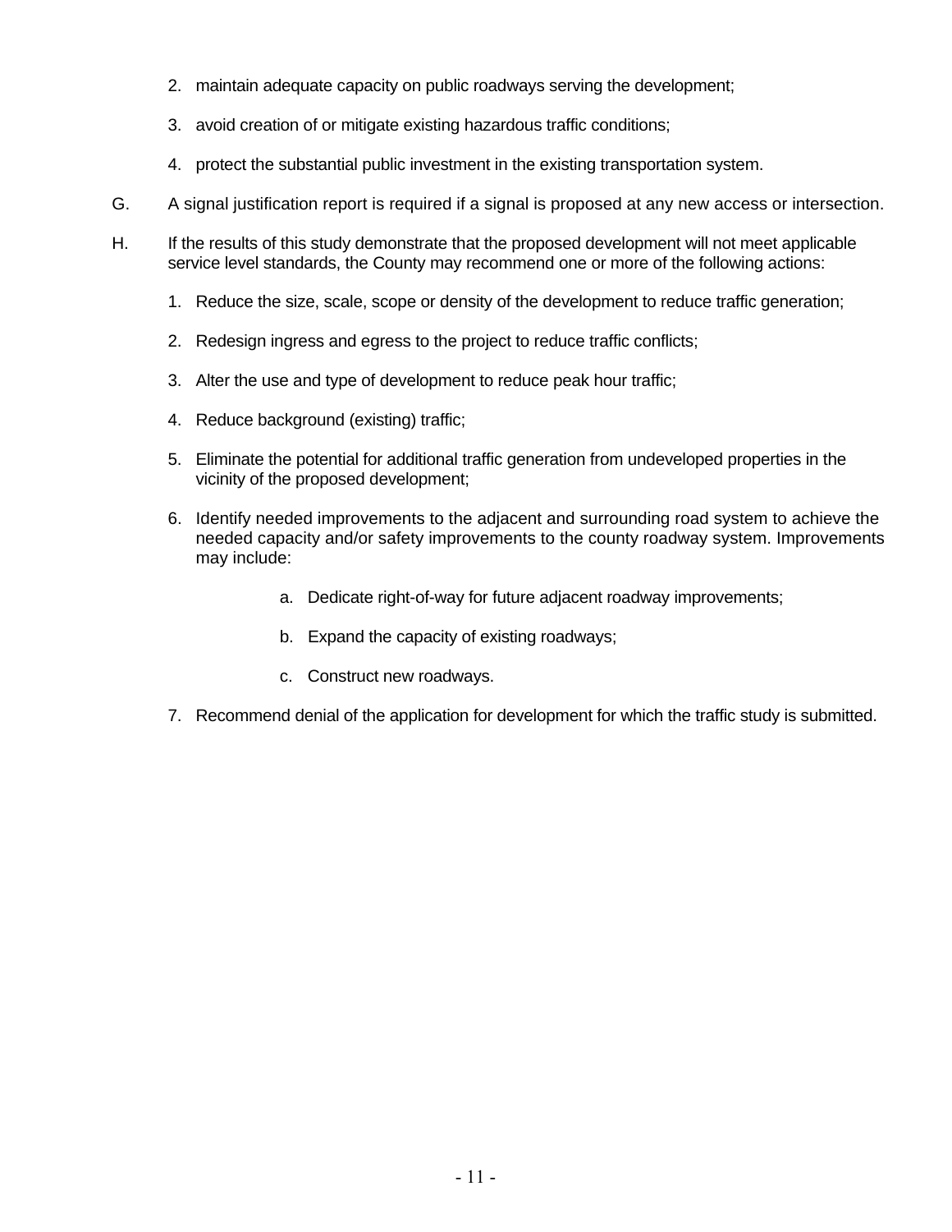2. maintain adequate capacity on public roadways serving the development;

3. avoid creation of or mitigate existing hazardous traffic conditions;

4. protect the substantial public investment in the existing transportation system.

G. A signal justification report is required if a signal is proposed at any new access or intersection.

H. If the results of this study demonstrate that the proposed development will not meet applicable service level standards, the County may recommend one or more of the following actions:

1. Reduce the size, scale, scope or density of the development to reduce traffic generation;

2. Redesign ingress and egress to the project to reduce traffic conflicts;

3. Alter the use and type of development to reduce peak hour traffic;

4. Reduce background (existing) traffic;

5. Eliminate the potential for additional traffic generation from undeveloped properties in the vicinity of the proposed development;

6. Identify needed improvements to the adjacent and surrounding road system to achieve the needed capacity and/or safety improvements to the county roadway system. Improvements may include:

   a. Dedicate right-of-way for future adjacent roadway improvements;

   b. Expand the capacity of existing roadways;

   c. Construct new roadways.

7. Recommend denial of the application for development for which the traffic study is submitted.